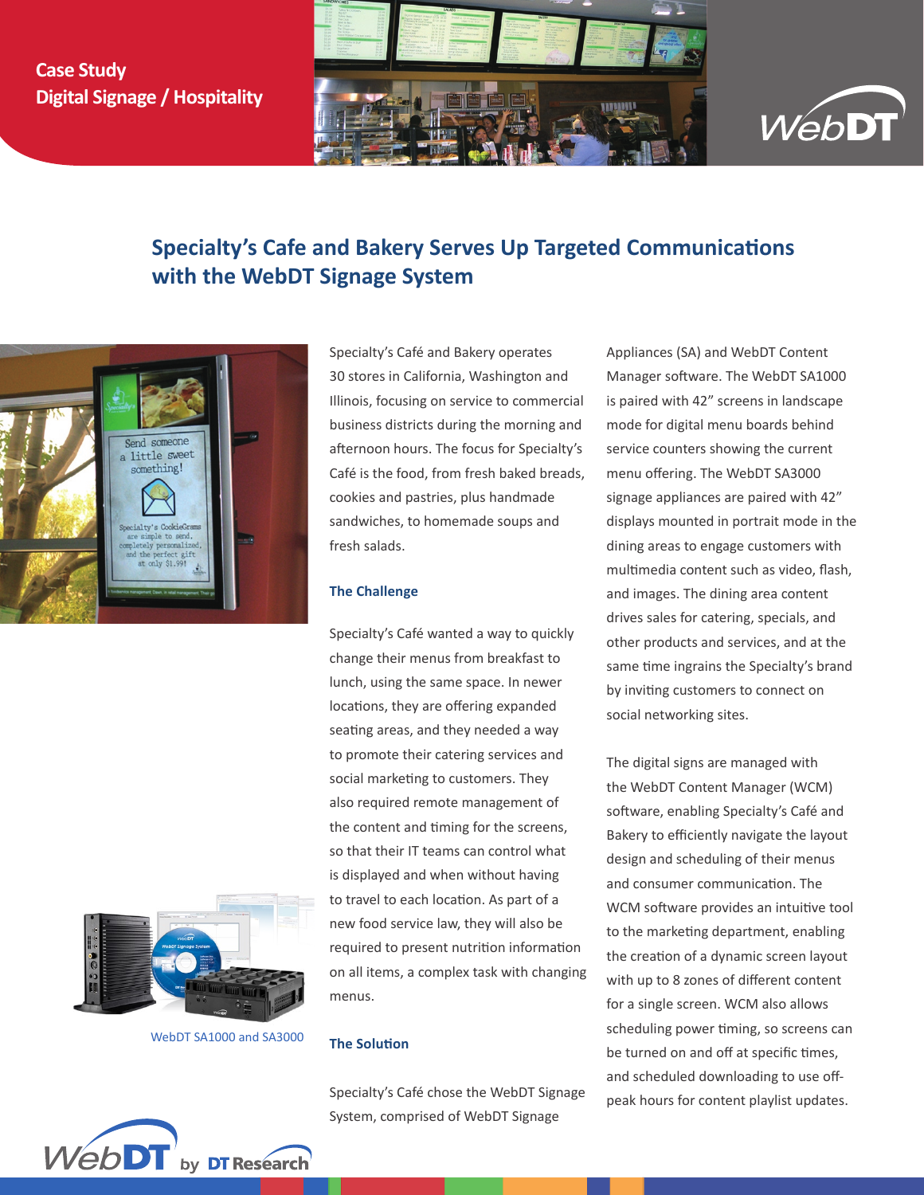Case Study
Digital Signage / Hospitality

# Specialty's Cafe and Bakery Serves Up Targeted Communications with the WebDT Signage System

Specialty's Café and Bakery operates 30 stores in California, Washington and Illinois, focusing on service to commercial business districts during the morning and afternoon hours. The focus for Specialty's Café is the food, from fresh baked breads, cookies and pastries, plus handmade sandwiches, to homemade soups and fresh salads.

## The Challenge

Specialty's Café wanted a way to quickly change their menus from breakfast to lunch, using the same space. In newer locations, they are offering expanded seating areas, and they needed a way to promote their catering services and social marketing to customers. They also required remote management of the content and timing for the screens, so that their IT teams can control what is displayed and when without having to travel to each location. As part of a new food service law, they will also be required to present nutrition information on all items, a complex task with changing menus.

## The Solution

Specialty's Café chose the WebDT Signage System, comprised of WebDT Signage Appliances (SA) and WebDT Content Manager software. The WebDT SA1000 is paired with 42" screens in landscape mode for digital menu boards behind service counters showing the current menu offering. The WebDT SA3000 signage appliances are paired with 42" displays mounted in portrait mode in the dining areas to engage customers with multimedia content such as video, flash, and images. The dining area content drives sales for catering, specials, and other products and services, and at the same time ingrains the Specialty's brand by inviting customers to connect on social networking sites.

The digital signs are managed with the WebDT Content Manager (WCM) software, enabling Specialty's Café and Bakery to efficiently navigate the layout design and scheduling of their menus and consumer communication. The WCM software provides an intuitive tool to the marketing department, enabling the creation of a dynamic screen layout with up to 8 zones of different content for a single screen. WCM also allows scheduling power timing, so screens can be turned on and off at specific times, and scheduled downloading to use off-peak hours for content playlist updates.

WebDT SA1000 and SA3000

WebDT by DT Research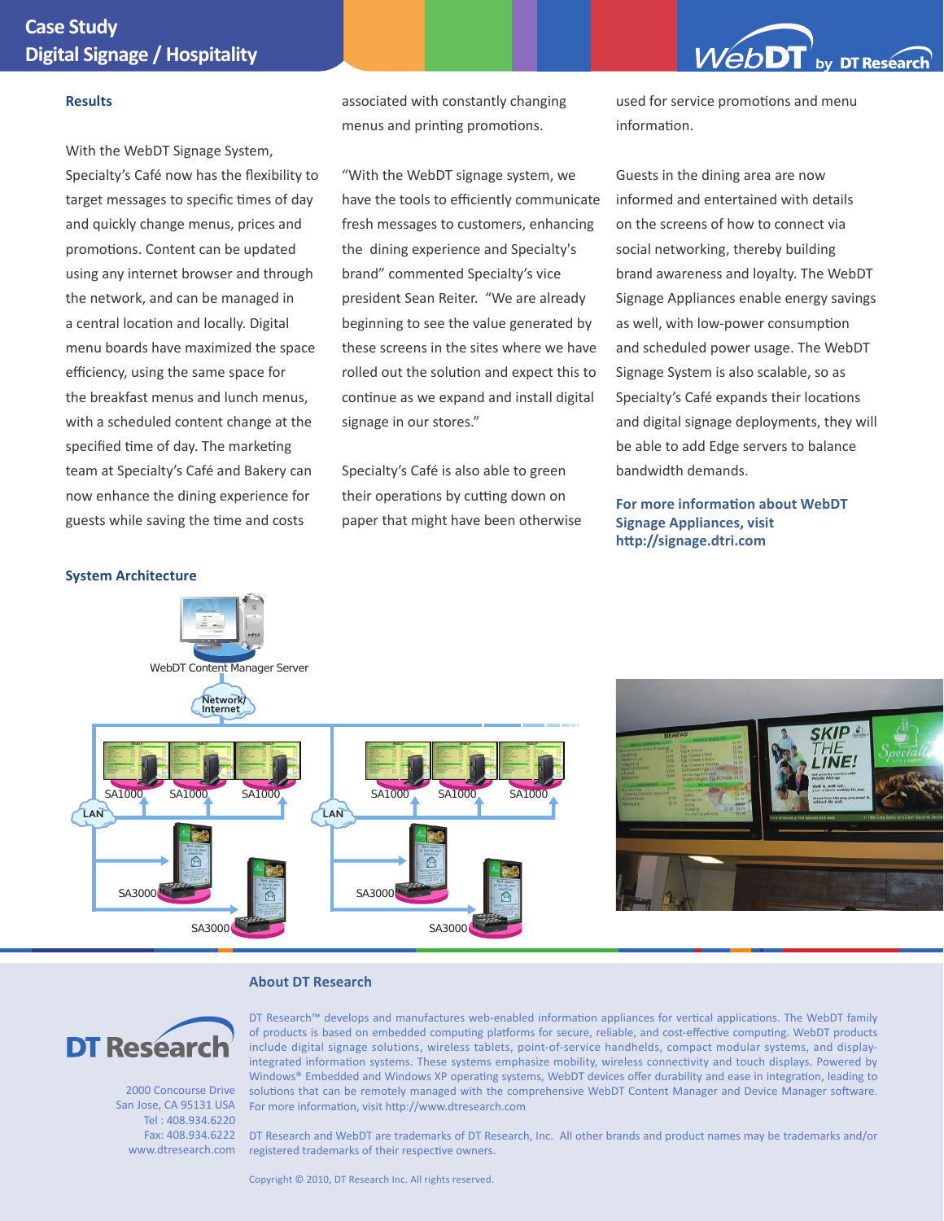## Results

With the WebDT Signage System, Specialty's Café now has the flexibility to target messages to specific times of day and quickly change menus, prices and promotions. Content can be updated using any internet browser and through the network, and can be managed in a central location and locally. Digital menu boards have maximized the space efficiency, using the same space for the breakfast menus and lunch menus, with a scheduled content change at the specified time of day. The marketing team at Specialty's Café and Bakery can now enhance the dining experience for guests while saving the time and costs associated with constantly changing menus and printing promotions.

"With the WebDT signage system, we have the tools to efficiently communicate fresh messages to customers, enhancing the dining experience and Specialty's brand" commented Specialty's vice president Sean Reiter. "We are already beginning to see the value generated by these screens in the sites where we have rolled out the solution and expect this to continue as we expand and install digital signage in our stores."

Specialty's Café is also able to green their operations by cutting down on paper that might have been otherwise used for service promotions and menu information.

Guests in the dining area are now informed and entertained with details on the screens of how to connect via social networking, thereby building brand awareness and loyalty. The WebDT Signage Appliances enable energy savings as well, with low-power consumption and scheduled power usage. The WebDT Signage System is also scalable, so as Specialty's Café expands their locations and digital signage deployments, they will be able to add Edge servers to balance bandwidth demands.

**For more information about WebDT Signage Appliances, visit http://signage.dtri.com**

## System Architecture

WebDT Content Manager Server

Network/ Internet

LAN

SA1000 SA1000 SA1000

SA3000 SA3000

LAN

SA1000 SA1000 SA1000

SA3000 SA3000

## About DT Research

DT Research™ develops and manufactures web-enabled information appliances for vertical applications. The WebDT family of products is based on embedded computing platforms for secure, reliable, and cost-effective computing. WebDT products include digital signage solutions, wireless tablets, point-of-service handhelds, compact modular systems, and display-integrated information systems. These systems emphasize mobility, wireless connectivity and touch displays. Powered by Windows® Embedded and Windows XP operating systems, WebDT devices offer durability and ease in integration, leading to solutions that can be remotely managed with the comprehensive WebDT Content Manager and Device Manager software. For more information, visit http://www.dtresearch.com

DT Research and WebDT are trademarks of DT Research, Inc. All other brands and product names may be trademarks and/or registered trademarks of their respective owners.

Copyright © 2010, DT Research Inc. All rights reserved.

2000 Concourse Drive
San Jose, CA 95131 USA
Tel : 408.934.6220
Fax: 408.934.6222
www.dtresearch.com